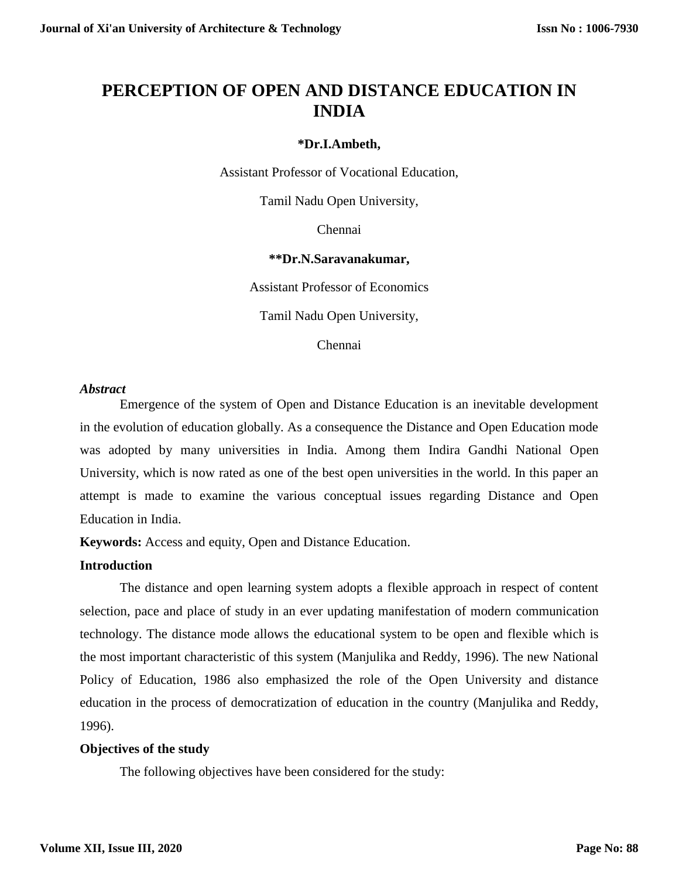# PERCEPTION OF OPEN AND DISTANCE EDUCATION IN INDIA

**\*Dr.I.Ambeth,**

Assistant Professor of Vocational Education,

Tamil Nadu Open University,

Chennai

**\*\*Dr.N.Saravanakumar,**

Assistant Professor of Economics

Tamil Nadu Open University,

Chennai

***Abstract***

Emergence of the system of Open and Distance Education is an inevitable development in the evolution of education globally. As a consequence the Distance and Open Education mode was adopted by many universities in India. Among them Indira Gandhi National Open University, which is now rated as one of the best open universities in the world. In this paper an attempt is made to examine the various conceptual issues regarding Distance and Open Education in India.

**Keywords:** Access and equity, Open and Distance Education.

## Introduction

The distance and open learning system adopts a flexible approach in respect of content selection, pace and place of study in an ever updating manifestation of modern communication technology. The distance mode allows the educational system to be open and flexible which is the most important characteristic of this system (Manjulika and Reddy, 1996). The new National Policy of Education, 1986 also emphasized the role of the Open University and distance education in the process of democratization of education in the country (Manjulika and Reddy, 1996).

## Objectives of the study

The following objectives have been considered for the study: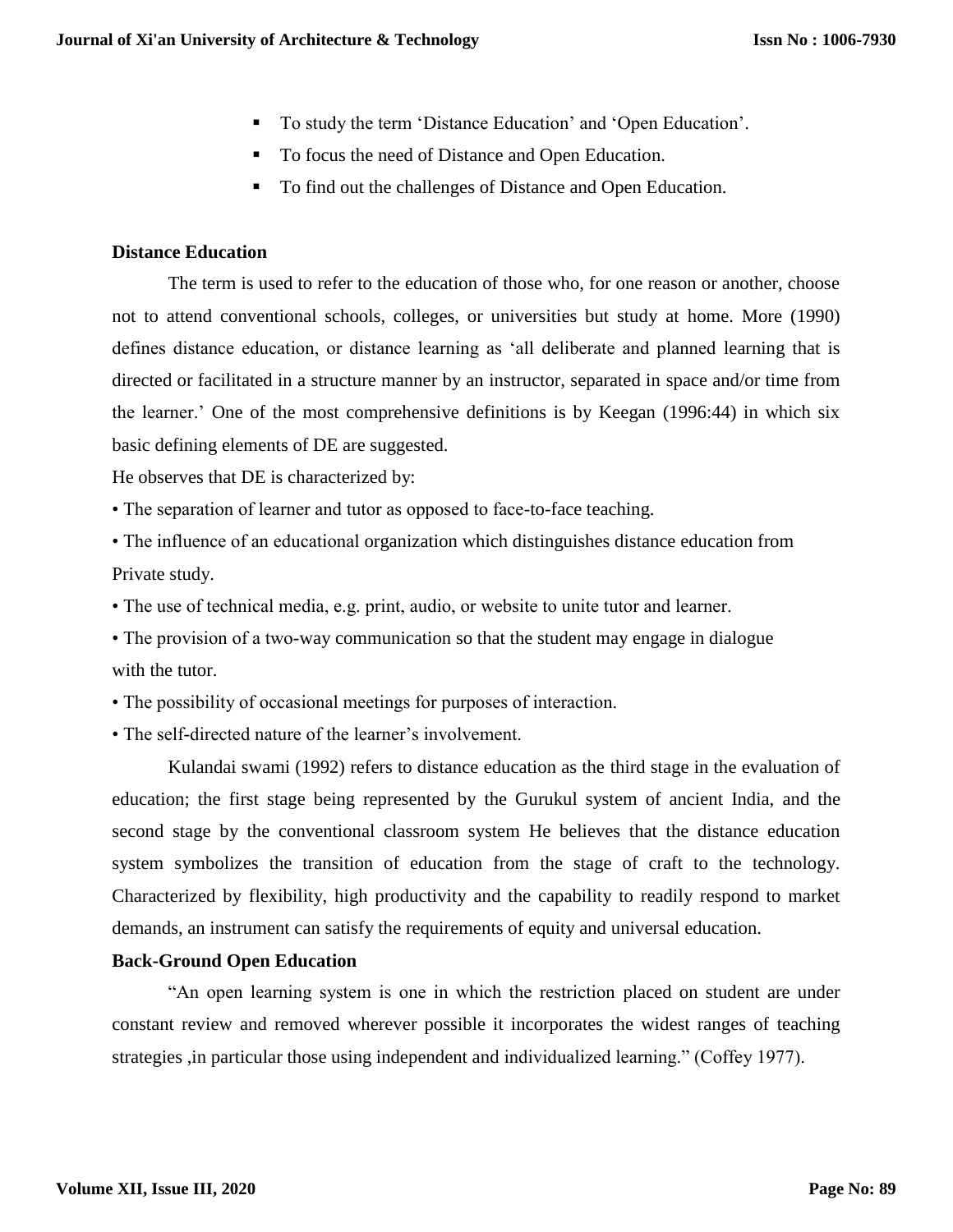- To study the term 'Distance Education' and 'Open Education'.
- To focus the need of Distance and Open Education.
- To find out the challenges of Distance and Open Education.

**Distance Education**

The term is used to refer to the education of those who, for one reason or another, choose not to attend conventional schools, colleges, or universities but study at home. More (1990) defines distance education, or distance learning as 'all deliberate and planned learning that is directed or facilitated in a structure manner by an instructor, separated in space and/or time from the learner.' One of the most comprehensive definitions is by Keegan (1996:44) in which six basic defining elements of DE are suggested.

He observes that DE is characterized by:

- The separation of learner and tutor as opposed to face-to-face teaching.
- The influence of an educational organization which distinguishes distance education from Private study.
- The use of technical media, e.g. print, audio, or website to unite tutor and learner.
- The provision of a two-way communication so that the student may engage in dialogue with the tutor.
- The possibility of occasional meetings for purposes of interaction.
- The self-directed nature of the learner's involvement.

Kulandai swami (1992) refers to distance education as the third stage in the evaluation of education; the first stage being represented by the Gurukul system of ancient India, and the second stage by the conventional classroom system He believes that the distance education system symbolizes the transition of education from the stage of craft to the technology. Characterized by flexibility, high productivity and the capability to readily respond to market demands, an instrument can satisfy the requirements of equity and universal education.

**Back-Ground Open Education**

"An open learning system is one in which the restriction placed on student are under constant review and removed wherever possible it incorporates the widest ranges of teaching strategies ,in particular those using independent and individualized learning." (Coffey 1977).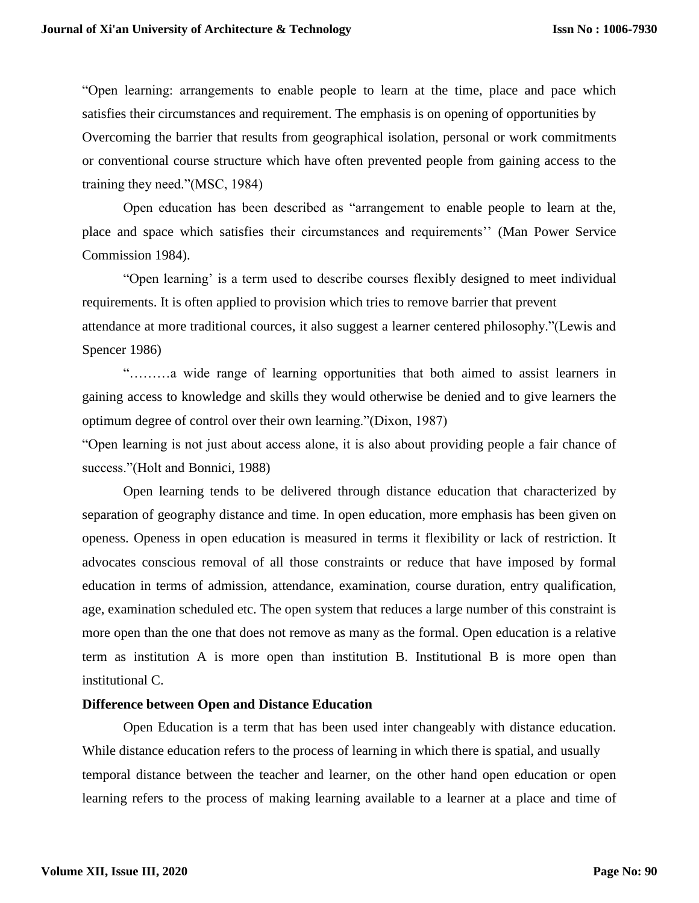"Open learning: arrangements to enable people to learn at the time, place and pace which satisfies their circumstances and requirement. The emphasis is on opening of opportunities by Overcoming the barrier that results from geographical isolation, personal or work commitments or conventional course structure which have often prevented people from gaining access to the training they need."(MSC, 1984)

Open education has been described as "arrangement to enable people to learn at the, place and space which satisfies their circumstances and requirements'' (Man Power Service Commission 1984).

"Open learning' is a term used to describe courses flexibly designed to meet individual requirements. It is often applied to provision which tries to remove barrier that prevent attendance at more traditional cources, it also suggest a learner centered philosophy."(Lewis and Spencer 1986)

"………a wide range of learning opportunities that both aimed to assist learners in gaining access to knowledge and skills they would otherwise be denied and to give learners the optimum degree of control over their own learning."(Dixon, 1987)

"Open learning is not just about access alone, it is also about providing people a fair chance of success."(Holt and Bonnici, 1988)

Open learning tends to be delivered through distance education that characterized by separation of geography distance and time. In open education, more emphasis has been given on openess. Openess in open education is measured in terms it flexibility or lack of restriction. It advocates conscious removal of all those constraints or reduce that have imposed by formal education in terms of admission, attendance, examination, course duration, entry qualification, age, examination scheduled etc. The open system that reduces a large number of this constraint is more open than the one that does not remove as many as the formal. Open education is a relative term as institution A is more open than institution B. Institutional B is more open than institutional C.

**Difference between Open and Distance Education**

Open Education is a term that has been used inter changeably with distance education. While distance education refers to the process of learning in which there is spatial, and usually temporal distance between the teacher and learner, on the other hand open education or open learning refers to the process of making learning available to a learner at a place and time of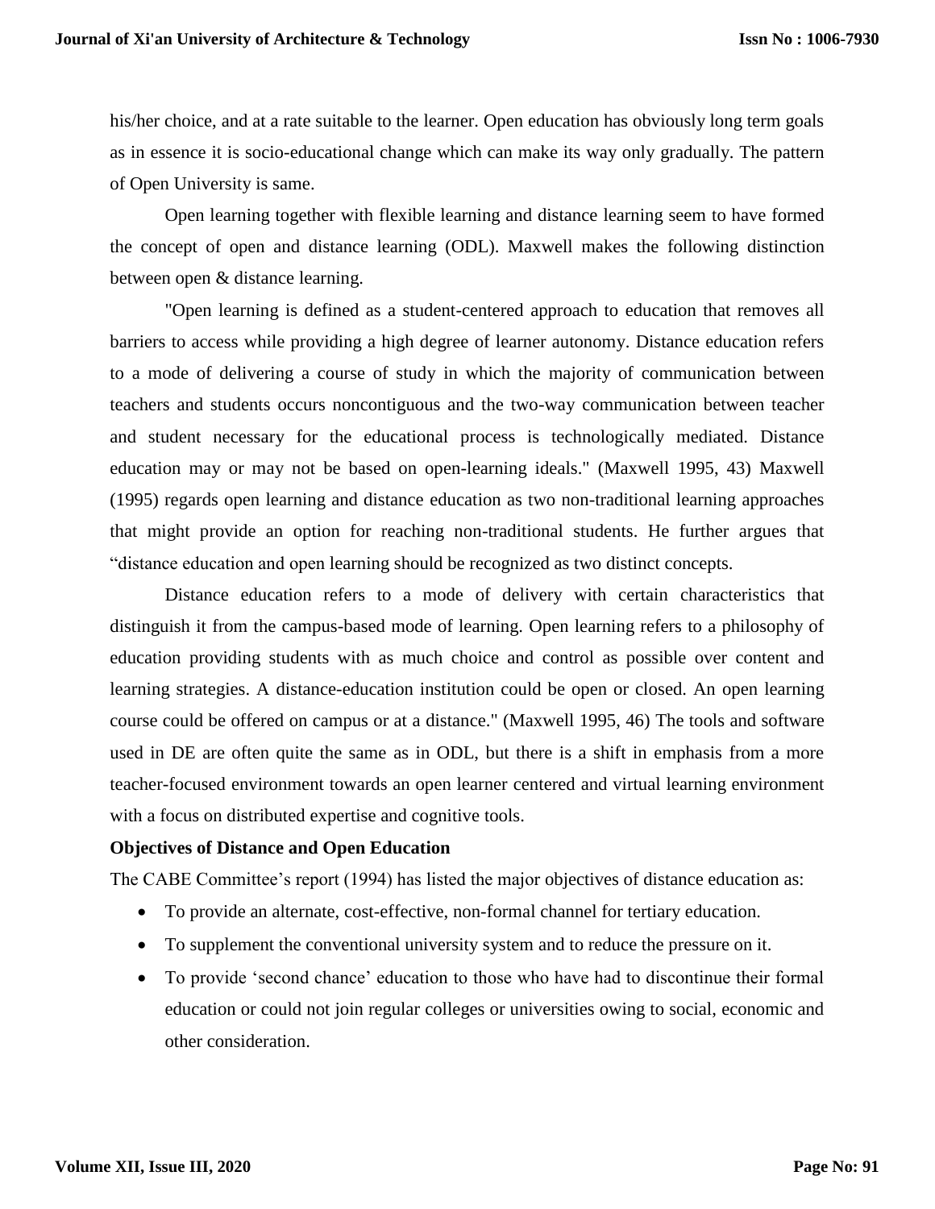his/her choice, and at a rate suitable to the learner. Open education has obviously long term goals as in essence it is socio-educational change which can make its way only gradually. The pattern of Open University is same.

Open learning together with flexible learning and distance learning seem to have formed the concept of open and distance learning (ODL). Maxwell makes the following distinction between open & distance learning.

"Open learning is defined as a student-centered approach to education that removes all barriers to access while providing a high degree of learner autonomy. Distance education refers to a mode of delivering a course of study in which the majority of communication between teachers and students occurs noncontiguous and the two-way communication between teacher and student necessary for the educational process is technologically mediated. Distance education may or may not be based on open-learning ideals." (Maxwell 1995, 43) Maxwell (1995) regards open learning and distance education as two non-traditional learning approaches that might provide an option for reaching non-traditional students. He further argues that "distance education and open learning should be recognized as two distinct concepts.

Distance education refers to a mode of delivery with certain characteristics that distinguish it from the campus-based mode of learning. Open learning refers to a philosophy of education providing students with as much choice and control as possible over content and learning strategies. A distance-education institution could be open or closed. An open learning course could be offered on campus or at a distance." (Maxwell 1995, 46) The tools and software used in DE are often quite the same as in ODL, but there is a shift in emphasis from a more teacher-focused environment towards an open learner centered and virtual learning environment with a focus on distributed expertise and cognitive tools.

**Objectives of Distance and Open Education**

The CABE Committee's report (1994) has listed the major objectives of distance education as:

- To provide an alternate, cost-effective, non-formal channel for tertiary education.
- To supplement the conventional university system and to reduce the pressure on it.
- To provide 'second chance' education to those who have had to discontinue their formal education or could not join regular colleges or universities owing to social, economic and other consideration.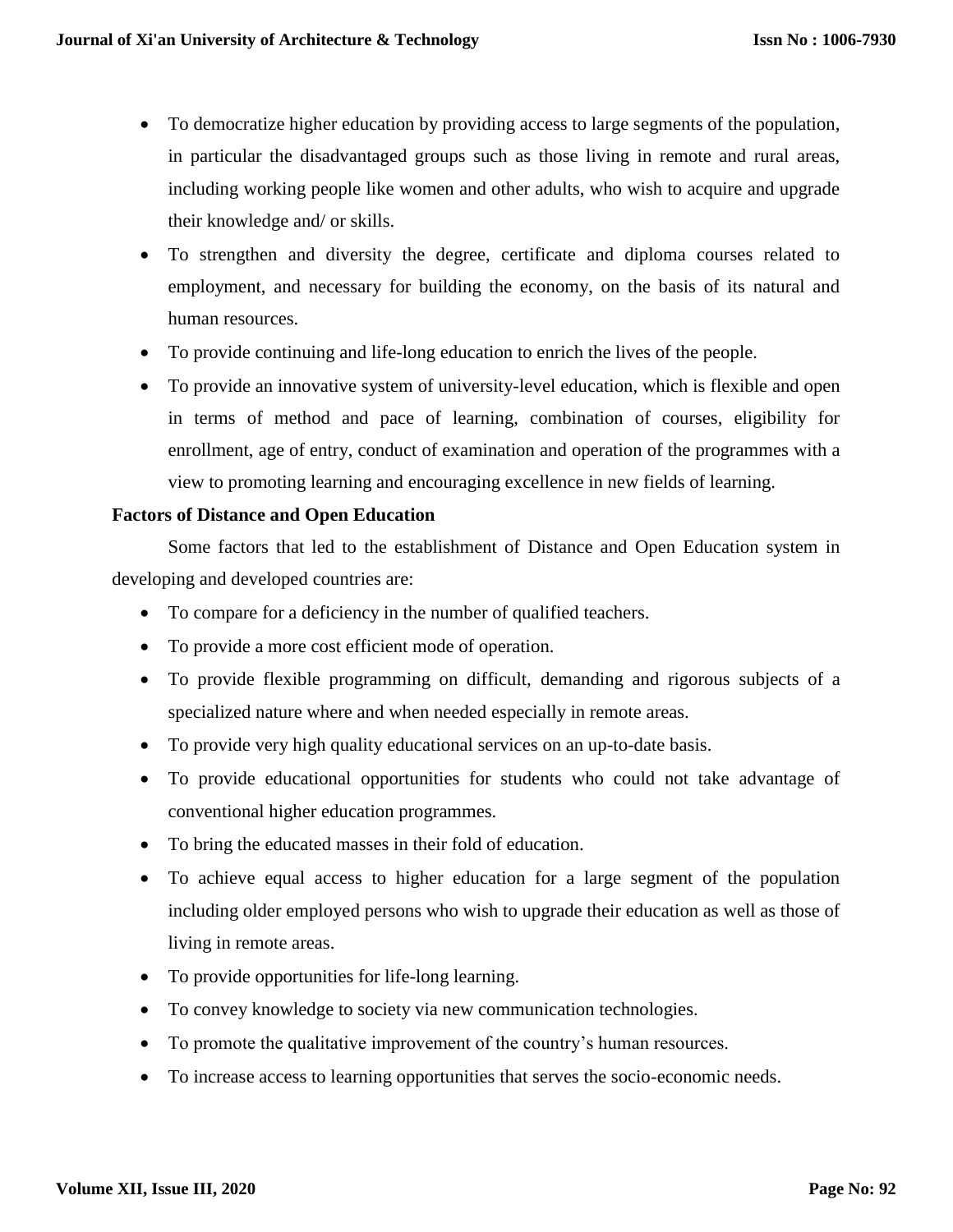- To democratize higher education by providing access to large segments of the population, in particular the disadvantaged groups such as those living in remote and rural areas, including working people like women and other adults, who wish to acquire and upgrade their knowledge and/ or skills.
- To strengthen and diversity the degree, certificate and diploma courses related to employment, and necessary for building the economy, on the basis of its natural and human resources.
- To provide continuing and life-long education to enrich the lives of the people.
- To provide an innovative system of university-level education, which is flexible and open in terms of method and pace of learning, combination of courses, eligibility for enrollment, age of entry, conduct of examination and operation of the programmes with a view to promoting learning and encouraging excellence in new fields of learning.

**Factors of Distance and Open Education**

Some factors that led to the establishment of Distance and Open Education system in developing and developed countries are:

- To compare for a deficiency in the number of qualified teachers.
- To provide a more cost efficient mode of operation.
- To provide flexible programming on difficult, demanding and rigorous subjects of a specialized nature where and when needed especially in remote areas.
- To provide very high quality educational services on an up-to-date basis.
- To provide educational opportunities for students who could not take advantage of conventional higher education programmes.
- To bring the educated masses in their fold of education.
- To achieve equal access to higher education for a large segment of the population including older employed persons who wish to upgrade their education as well as those of living in remote areas.
- To provide opportunities for life-long learning.
- To convey knowledge to society via new communication technologies.
- To promote the qualitative improvement of the country's human resources.
- To increase access to learning opportunities that serves the socio-economic needs.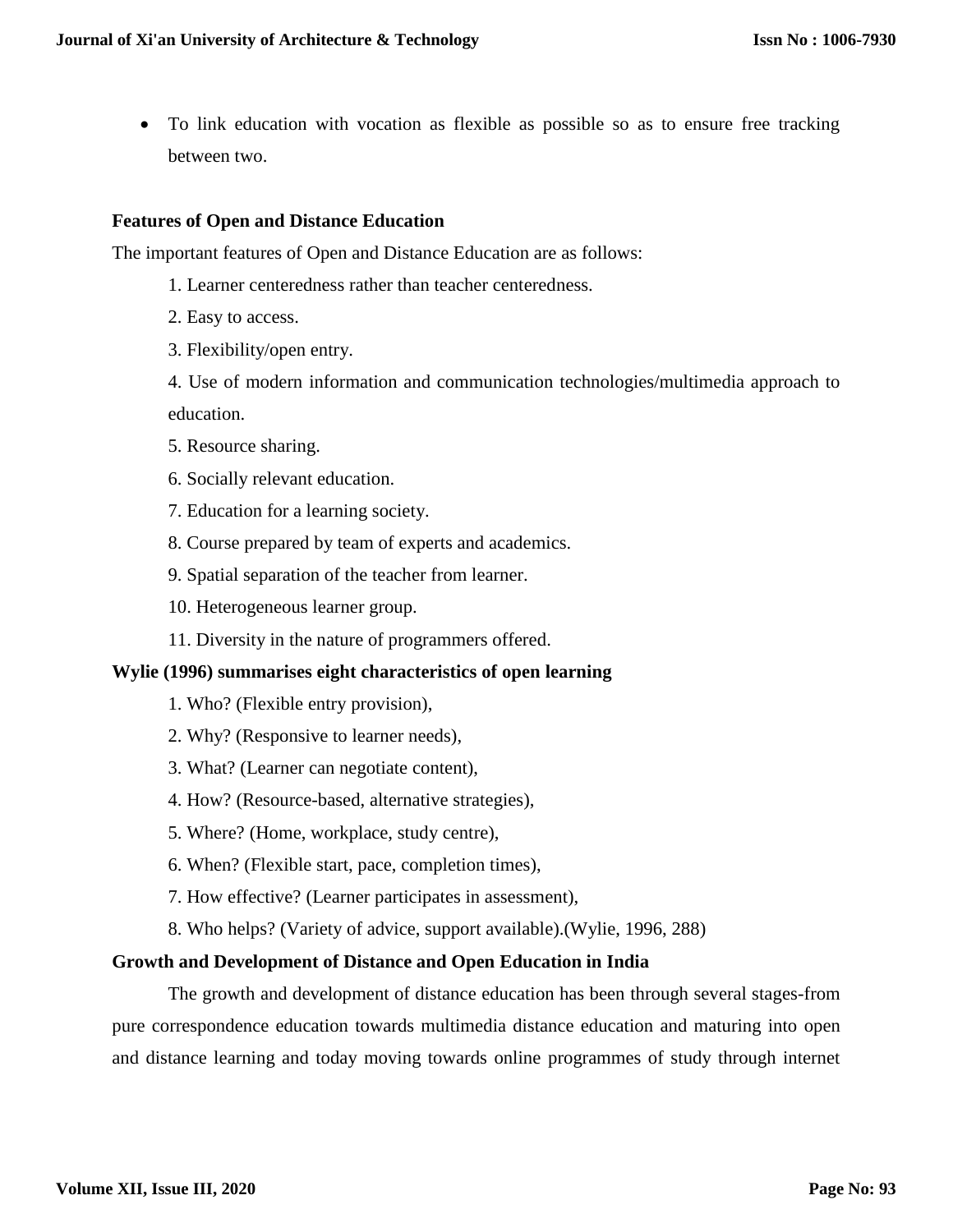- To link education with vocation as flexible as possible so as to ensure free tracking between two.

**Features of Open and Distance Education**

The important features of Open and Distance Education are as follows:

1. Learner centeredness rather than teacher centeredness.
2. Easy to access.
3. Flexibility/open entry.
4. Use of modern information and communication technologies/multimedia approach to education.
5. Resource sharing.
6. Socially relevant education.
7. Education for a learning society.
8. Course prepared by team of experts and academics.
9. Spatial separation of the teacher from learner.
10. Heterogeneous learner group.
11. Diversity in the nature of programmers offered.

**Wylie (1996) summarises eight characteristics of open learning**

1. Who? (Flexible entry provision),
2. Why? (Responsive to learner needs),
3. What? (Learner can negotiate content),
4. How? (Resource-based, alternative strategies),
5. Where? (Home, workplace, study centre),
6. When? (Flexible start, pace, completion times),
7. How effective? (Learner participates in assessment),
8. Who helps? (Variety of advice, support available).(Wylie, 1996, 288)

**Growth and Development of Distance and Open Education in India**

The growth and development of distance education has been through several stages-from pure correspondence education towards multimedia distance education and maturing into open and distance learning and today moving towards online programmes of study through internet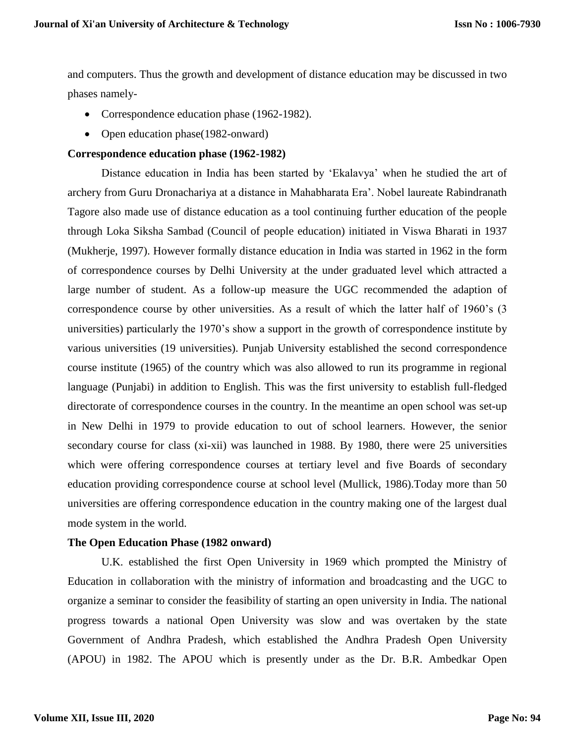and computers. Thus the growth and development of distance education may be discussed in two phases namely-

- Correspondence education phase (1962-1982).
- Open education phase(1982-onward)

**Correspondence education phase (1962-1982)**

Distance education in India has been started by 'Ekalavya' when he studied the art of archery from Guru Dronachariya at a distance in Mahabharata Era'. Nobel laureate Rabindranath Tagore also made use of distance education as a tool continuing further education of the people through Loka Siksha Sambad (Council of people education) initiated in Viswa Bharati in 1937 (Mukherje, 1997). However formally distance education in India was started in 1962 in the form of correspondence courses by Delhi University at the under graduated level which attracted a large number of student. As a follow-up measure the UGC recommended the adaption of correspondence course by other universities. As a result of which the latter half of 1960's (3 universities) particularly the 1970's show a support in the growth of correspondence institute by various universities (19 universities). Punjab University established the second correspondence course institute (1965) of the country which was also allowed to run its programme in regional language (Punjabi) in addition to English. This was the first university to establish full-fledged directorate of correspondence courses in the country. In the meantime an open school was set-up in New Delhi in 1979 to provide education to out of school learners. However, the senior secondary course for class (xi-xii) was launched in 1988. By 1980, there were 25 universities which were offering correspondence courses at tertiary level and five Boards of secondary education providing correspondence course at school level (Mullick, 1986).Today more than 50 universities are offering correspondence education in the country making one of the largest dual mode system in the world.

**The Open Education Phase (1982 onward)**

U.K. established the first Open University in 1969 which prompted the Ministry of Education in collaboration with the ministry of information and broadcasting and the UGC to organize a seminar to consider the feasibility of starting an open university in India. The national progress towards a national Open University was slow and was overtaken by the state Government of Andhra Pradesh, which established the Andhra Pradesh Open University (APOU) in 1982. The APOU which is presently under as the Dr. B.R. Ambedkar Open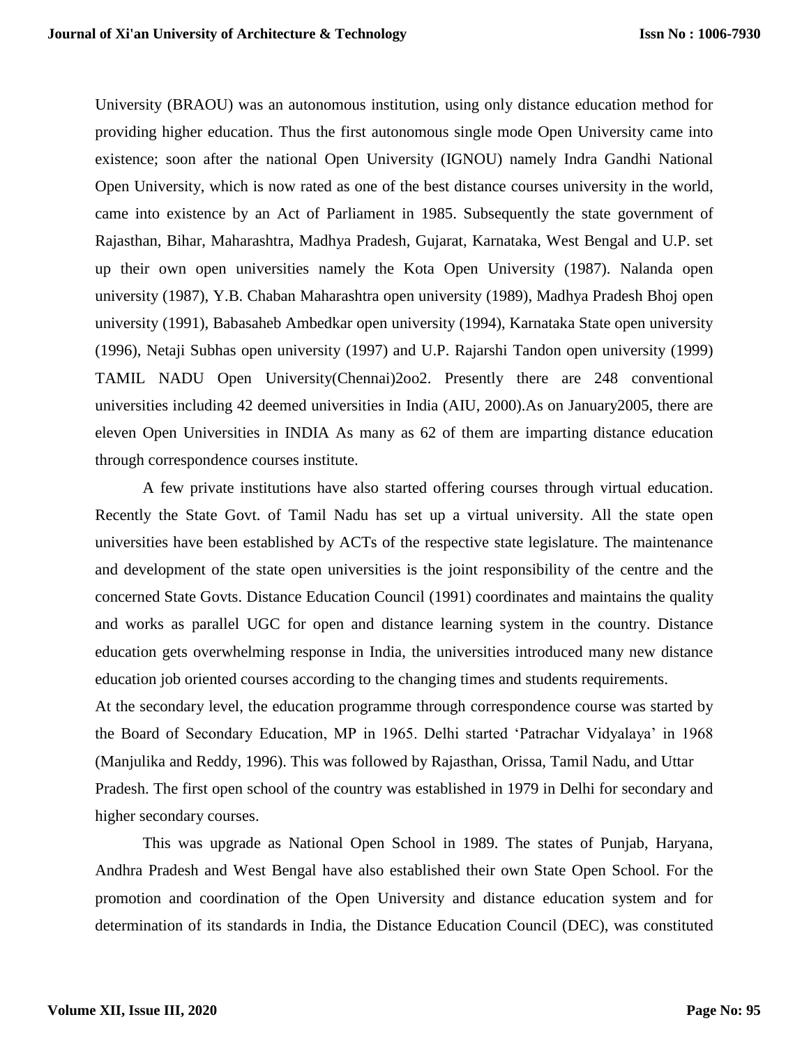University (BRAOU) was an autonomous institution, using only distance education method for providing higher education. Thus the first autonomous single mode Open University came into existence; soon after the national Open University (IGNOU) namely Indra Gandhi National Open University, which is now rated as one of the best distance courses university in the world, came into existence by an Act of Parliament in 1985. Subsequently the state government of Rajasthan, Bihar, Maharashtra, Madhya Pradesh, Gujarat, Karnataka, West Bengal and U.P. set up their own open universities namely the Kota Open University (1987). Nalanda open university (1987), Y.B. Chaban Maharashtra open university (1989), Madhya Pradesh Bhoj open university (1991), Babasaheb Ambedkar open university (1994), Karnataka State open university (1996), Netaji Subhas open university (1997) and U.P. Rajarshi Tandon open university (1999) TAMIL NADU Open University(Chennai)2oo2. Presently there are 248 conventional universities including 42 deemed universities in India (AIU, 2000).As on January2005, there are eleven Open Universities in INDIA As many as 62 of them are imparting distance education through correspondence courses institute.

A few private institutions have also started offering courses through virtual education. Recently the State Govt. of Tamil Nadu has set up a virtual university. All the state open universities have been established by ACTs of the respective state legislature. The maintenance and development of the state open universities is the joint responsibility of the centre and the concerned State Govts. Distance Education Council (1991) coordinates and maintains the quality and works as parallel UGC for open and distance learning system in the country. Distance education gets overwhelming response in India, the universities introduced many new distance education job oriented courses according to the changing times and students requirements.

At the secondary level, the education programme through correspondence course was started by the Board of Secondary Education, MP in 1965. Delhi started 'Patrachar Vidyalaya' in 1968 (Manjulika and Reddy, 1996). This was followed by Rajasthan, Orissa, Tamil Nadu, and Uttar Pradesh. The first open school of the country was established in 1979 in Delhi for secondary and higher secondary courses.

This was upgrade as National Open School in 1989. The states of Punjab, Haryana, Andhra Pradesh and West Bengal have also established their own State Open School. For the promotion and coordination of the Open University and distance education system and for determination of its standards in India, the Distance Education Council (DEC), was constituted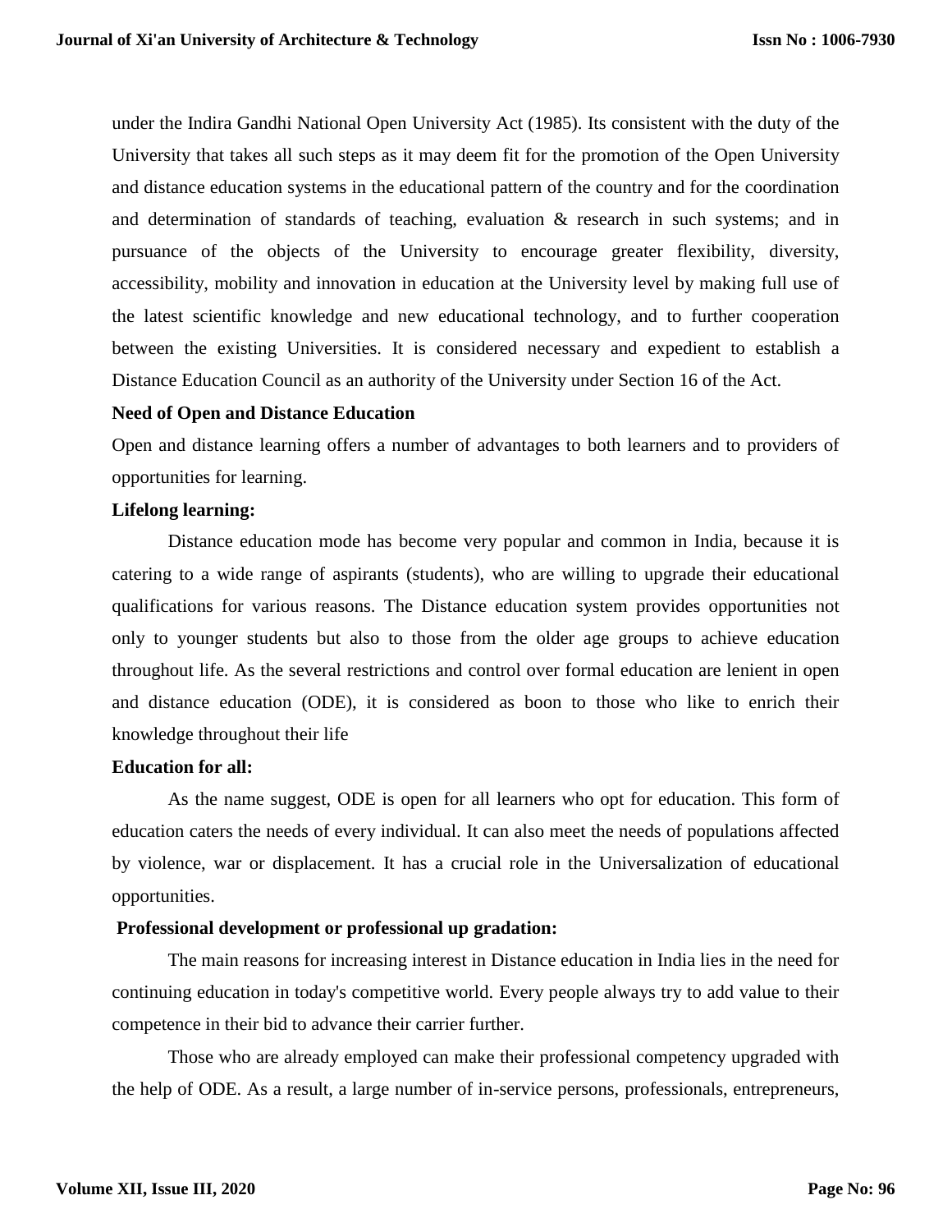under the Indira Gandhi National Open University Act (1985). Its consistent with the duty of the University that takes all such steps as it may deem fit for the promotion of the Open University and distance education systems in the educational pattern of the country and for the coordination and determination of standards of teaching, evaluation & research in such systems; and in pursuance of the objects of the University to encourage greater flexibility, diversity, accessibility, mobility and innovation in education at the University level by making full use of the latest scientific knowledge and new educational technology, and to further cooperation between the existing Universities. It is considered necessary and expedient to establish a Distance Education Council as an authority of the University under Section 16 of the Act.

**Need of Open and Distance Education**

Open and distance learning offers a number of advantages to both learners and to providers of opportunities for learning.

**Lifelong learning:**

Distance education mode has become very popular and common in India, because it is catering to a wide range of aspirants (students), who are willing to upgrade their educational qualifications for various reasons. The Distance education system provides opportunities not only to younger students but also to those from the older age groups to achieve education throughout life. As the several restrictions and control over formal education are lenient in open and distance education (ODE), it is considered as boon to those who like to enrich their knowledge throughout their life

**Education for all:**

As the name suggest, ODE is open for all learners who opt for education. This form of education caters the needs of every individual. It can also meet the needs of populations affected by violence, war or displacement. It has a crucial role in the Universalization of educational opportunities.

**Professional development or professional up gradation:**

The main reasons for increasing interest in Distance education in India lies in the need for continuing education in today's competitive world. Every people always try to add value to their competence in their bid to advance their carrier further.

Those who are already employed can make their professional competency upgraded with the help of ODE. As a result, a large number of in-service persons, professionals, entrepreneurs,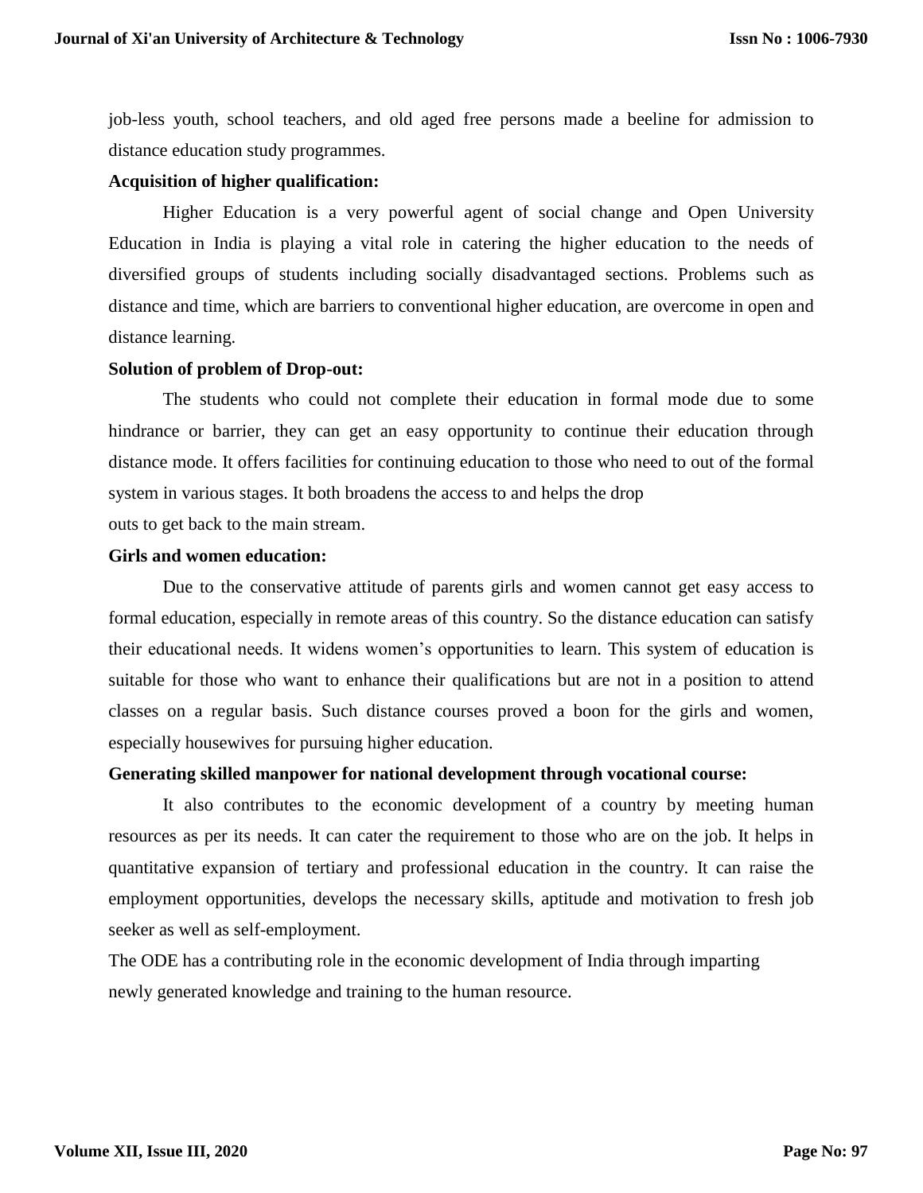job-less youth, school teachers, and old aged free persons made a beeline for admission to distance education study programmes.

**Acquisition of higher qualification:**

Higher Education is a very powerful agent of social change and Open University Education in India is playing a vital role in catering the higher education to the needs of diversified groups of students including socially disadvantaged sections. Problems such as distance and time, which are barriers to conventional higher education, are overcome in open and distance learning.

**Solution of problem of Drop-out:**

The students who could not complete their education in formal mode due to some hindrance or barrier, they can get an easy opportunity to continue their education through distance mode. It offers facilities for continuing education to those who need to out of the formal system in various stages. It both broadens the access to and helps the drop outs to get back to the main stream.

**Girls and women education:**

Due to the conservative attitude of parents girls and women cannot get easy access to formal education, especially in remote areas of this country. So the distance education can satisfy their educational needs. It widens women's opportunities to learn. This system of education is suitable for those who want to enhance their qualifications but are not in a position to attend classes on a regular basis. Such distance courses proved a boon for the girls and women, especially housewives for pursuing higher education.

**Generating skilled manpower for national development through vocational course:**

It also contributes to the economic development of a country by meeting human resources as per its needs. It can cater the requirement to those who are on the job. It helps in quantitative expansion of tertiary and professional education in the country. It can raise the employment opportunities, develops the necessary skills, aptitude and motivation to fresh job seeker as well as self-employment.

The ODE has a contributing role in the economic development of India through imparting newly generated knowledge and training to the human resource.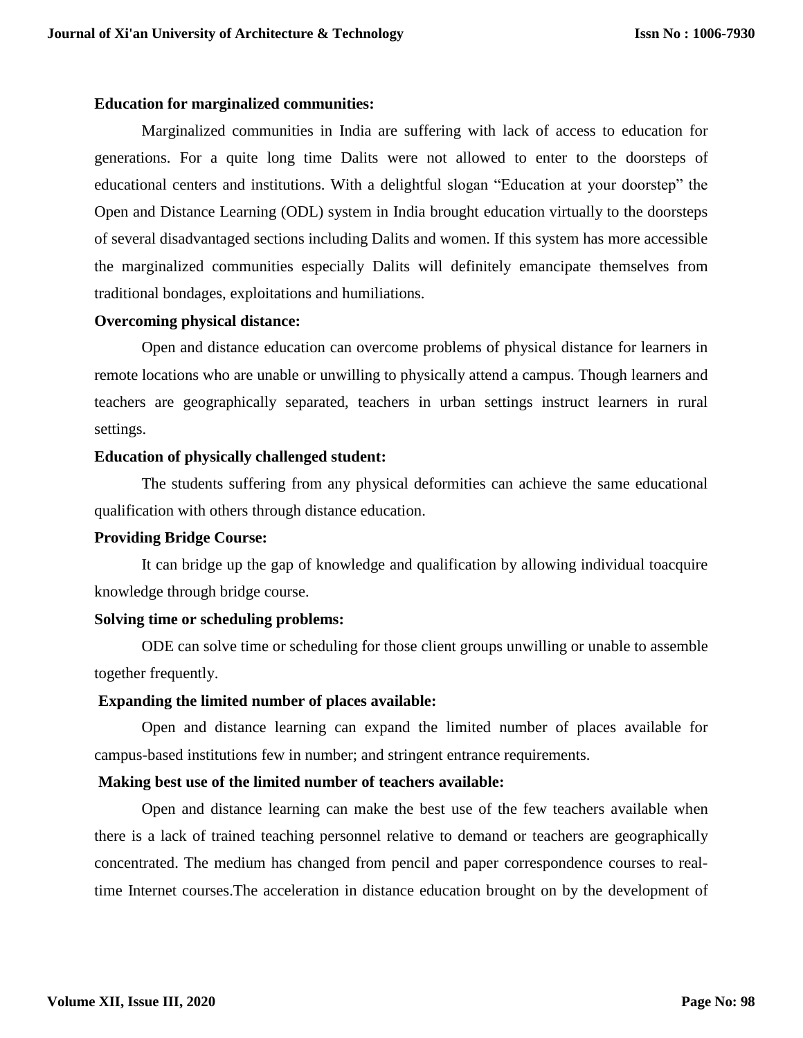**Education for marginalized communities:**

Marginalized communities in India are suffering with lack of access to education for generations. For a quite long time Dalits were not allowed to enter to the doorsteps of educational centers and institutions. With a delightful slogan "Education at your doorstep" the Open and Distance Learning (ODL) system in India brought education virtually to the doorsteps of several disadvantaged sections including Dalits and women. If this system has more accessible the marginalized communities especially Dalits will definitely emancipate themselves from traditional bondages, exploitations and humiliations.

**Overcoming physical distance:**

Open and distance education can overcome problems of physical distance for learners in remote locations who are unable or unwilling to physically attend a campus. Though learners and teachers are geographically separated, teachers in urban settings instruct learners in rural settings.

**Education of physically challenged student:**

The students suffering from any physical deformities can achieve the same educational qualification with others through distance education.

**Providing Bridge Course:**

It can bridge up the gap of knowledge and qualification by allowing individual toacquire knowledge through bridge course.

**Solving time or scheduling problems:**

ODE can solve time or scheduling for those client groups unwilling or unable to assemble together frequently.

**Expanding the limited number of places available:**

Open and distance learning can expand the limited number of places available for campus-based institutions few in number; and stringent entrance requirements.

**Making best use of the limited number of teachers available:**

Open and distance learning can make the best use of the few teachers available when there is a lack of trained teaching personnel relative to demand or teachers are geographically concentrated. The medium has changed from pencil and paper correspondence courses to real-time Internet courses.The acceleration in distance education brought on by the development of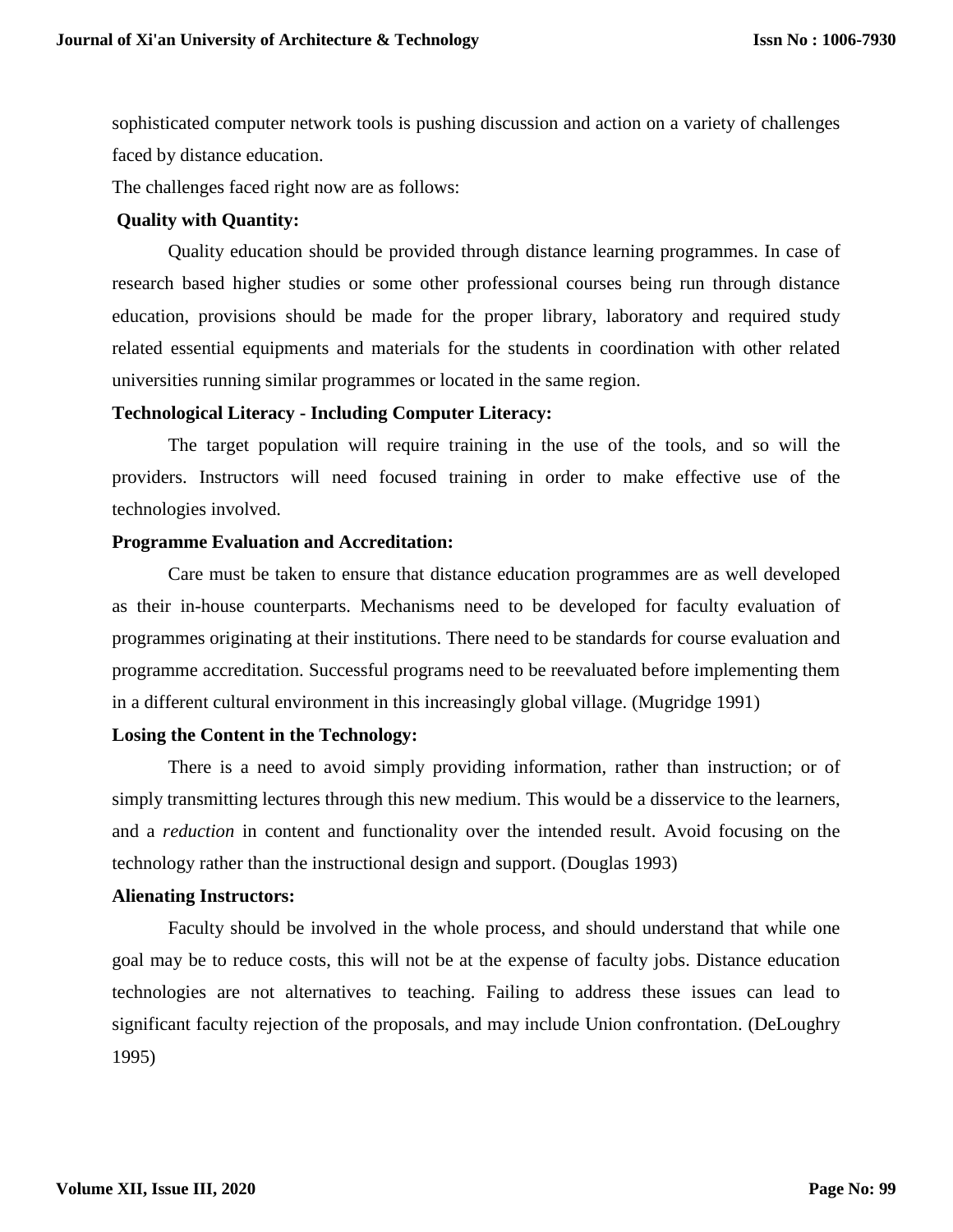sophisticated computer network tools is pushing discussion and action on a variety of challenges faced by distance education.

The challenges faced right now are as follows:

**Quality with Quantity:**

Quality education should be provided through distance learning programmes. In case of research based higher studies or some other professional courses being run through distance education, provisions should be made for the proper library, laboratory and required study related essential equipments and materials for the students in coordination with other related universities running similar programmes or located in the same region.

**Technological Literacy - Including Computer Literacy:**

The target population will require training in the use of the tools, and so will the providers. Instructors will need focused training in order to make effective use of the technologies involved.

**Programme Evaluation and Accreditation:**

Care must be taken to ensure that distance education programmes are as well developed as their in-house counterparts. Mechanisms need to be developed for faculty evaluation of programmes originating at their institutions. There need to be standards for course evaluation and programme accreditation. Successful programs need to be reevaluated before implementing them in a different cultural environment in this increasingly global village. (Mugridge 1991)

**Losing the Content in the Technology:**

There is a need to avoid simply providing information, rather than instruction; or of simply transmitting lectures through this new medium. This would be a disservice to the learners, and a *reduction* in content and functionality over the intended result. Avoid focusing on the technology rather than the instructional design and support. (Douglas 1993)

**Alienating Instructors:**

Faculty should be involved in the whole process, and should understand that while one goal may be to reduce costs, this will not be at the expense of faculty jobs. Distance education technologies are not alternatives to teaching. Failing to address these issues can lead to significant faculty rejection of the proposals, and may include Union confrontation. (DeLoughry 1995)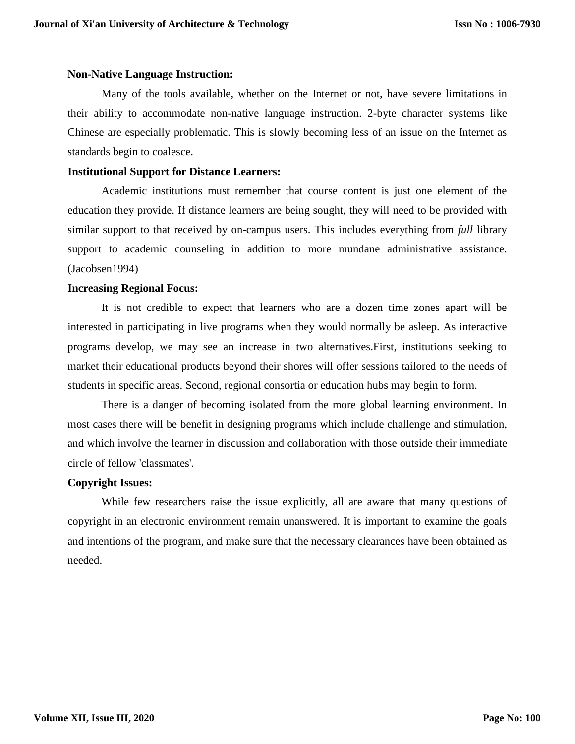**Non-Native Language Instruction:**

Many of the tools available, whether on the Internet or not, have severe limitations in their ability to accommodate non-native language instruction. 2-byte character systems like Chinese are especially problematic. This is slowly becoming less of an issue on the Internet as standards begin to coalesce.

**Institutional Support for Distance Learners:**

Academic institutions must remember that course content is just one element of the education they provide. If distance learners are being sought, they will need to be provided with similar support to that received by on-campus users. This includes everything from *full* library support to academic counseling in addition to more mundane administrative assistance. (Jacobsen1994)

**Increasing Regional Focus:**

It is not credible to expect that learners who are a dozen time zones apart will be interested in participating in live programs when they would normally be asleep. As interactive programs develop, we may see an increase in two alternatives.First, institutions seeking to market their educational products beyond their shores will offer sessions tailored to the needs of students in specific areas. Second, regional consortia or education hubs may begin to form.

There is a danger of becoming isolated from the more global learning environment. In most cases there will be benefit in designing programs which include challenge and stimulation, and which involve the learner in discussion and collaboration with those outside their immediate circle of fellow 'classmates'.

**Copyright Issues:**

While few researchers raise the issue explicitly, all are aware that many questions of copyright in an electronic environment remain unanswered. It is important to examine the goals and intentions of the program, and make sure that the necessary clearances have been obtained as needed.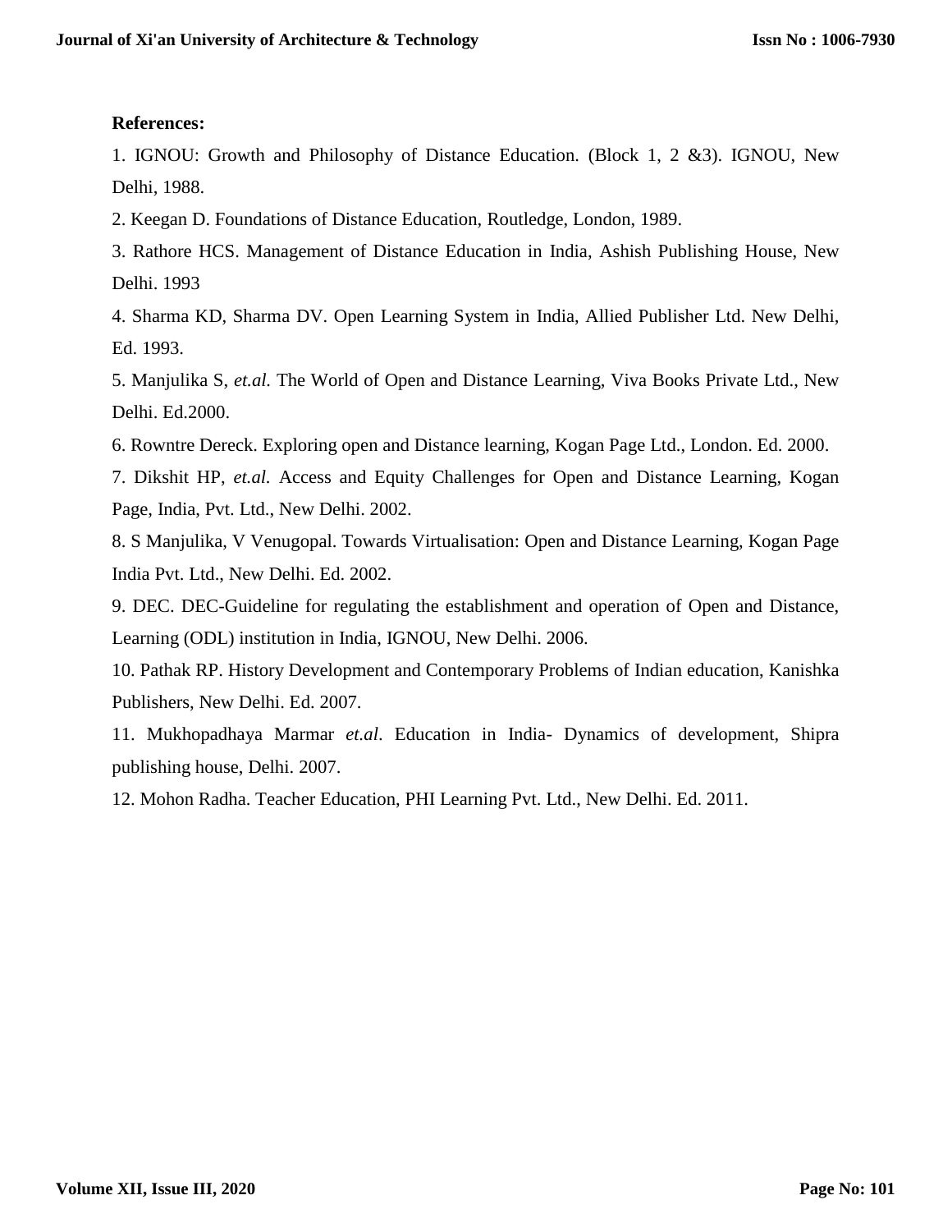**References:**

1. IGNOU: Growth and Philosophy of Distance Education. (Block 1, 2 &3). IGNOU, New Delhi, 1988.
2. Keegan D. Foundations of Distance Education, Routledge, London, 1989.
3. Rathore HCS. Management of Distance Education in India, Ashish Publishing House, New Delhi. 1993
4. Sharma KD, Sharma DV. Open Learning System in India, Allied Publisher Ltd. New Delhi, Ed. 1993.
5. Manjulika S, *et.al.* The World of Open and Distance Learning, Viva Books Private Ltd., New Delhi. Ed.2000.
6. Rowntre Dereck. Exploring open and Distance learning, Kogan Page Ltd., London. Ed. 2000.
7. Dikshit HP, *et.al.* Access and Equity Challenges for Open and Distance Learning, Kogan Page, India, Pvt. Ltd., New Delhi. 2002.
8. S Manjulika, V Venugopal. Towards Virtualisation: Open and Distance Learning, Kogan Page India Pvt. Ltd., New Delhi. Ed. 2002.
9. DEC. DEC-Guideline for regulating the establishment and operation of Open and Distance, Learning (ODL) institution in India, IGNOU, New Delhi. 2006.
10. Pathak RP. History Development and Contemporary Problems of Indian education, Kanishka Publishers, New Delhi. Ed. 2007.
11. Mukhopadhaya Marmar *et.al*. Education in India- Dynamics of development, Shipra publishing house, Delhi. 2007.
12. Mohon Radha. Teacher Education, PHI Learning Pvt. Ltd., New Delhi. Ed. 2011.